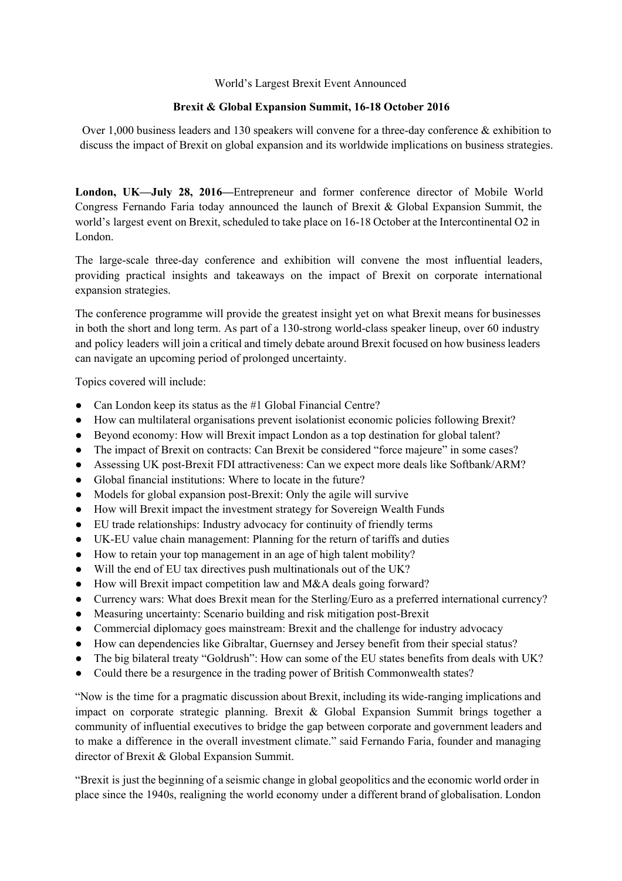World's Largest Brexit Event Announced

**Brexit & Global Expansion Summit, 16-18 October 2016**

Over 1,000 business leaders and 130 speakers will convene for a three-day conference & exhibition to discuss the impact of Brexit on global expansion and its worldwide implications on business strategies.

**London, UK—July 28, 2016—**Entrepreneur and former conference director of Mobile World Congress Fernando Faria today announced the launch of Brexit & Global Expansion Summit, the world's largest event on Brexit, scheduled to take place on 16-18 October at the Intercontinental O2 in London.

The large-scale three-day conference and exhibition will convene the most influential leaders, providing practical insights and takeaways on the impact of Brexit on corporate international expansion strategies.

The conference programme will provide the greatest insight yet on what Brexit means for businesses in both the short and long term. As part of a 130-strong world-class speaker lineup, over 60 industry and policy leaders will join a critical and timely debate around Brexit focused on how business leaders can navigate an upcoming period of prolonged uncertainty.

Topics covered will include:

- Can London keep its status as the #1 Global Financial Centre?
- How can multilateral organisations prevent isolationist economic policies following Brexit?
- Beyond economy: How will Brexit impact London as a top destination for global talent?
- The impact of Brexit on contracts: Can Brexit be considered "force majeure" in some cases?
- Assessing UK post-Brexit FDI attractiveness: Can we expect more deals like Softbank/ARM?
- Global financial institutions: Where to locate in the future?
- Models for global expansion post-Brexit: Only the agile will survive
- How will Brexit impact the investment strategy for Sovereign Wealth Funds
- EU trade relationships: Industry advocacy for continuity of friendly terms
- UK-EU value chain management: Planning for the return of tariffs and duties
- How to retain your top management in an age of high talent mobility?
- Will the end of EU tax directives push multinationals out of the UK?
- How will Brexit impact competition law and M&A deals going forward?
- Currency wars: What does Brexit mean for the Sterling/Euro as a preferred international currency?
- Measuring uncertainty: Scenario building and risk mitigation post-Brexit
- Commercial diplomacy goes mainstream: Brexit and the challenge for industry advocacy
- How can dependencies like Gibraltar, Guernsey and Jersey benefit from their special status?
- The big bilateral treaty "Goldrush": How can some of the EU states benefits from deals with UK?
- Could there be a resurgence in the trading power of British Commonwealth states?

"Now is the time for a pragmatic discussion about Brexit, including its wide-ranging implications and impact on corporate strategic planning. Brexit & Global Expansion Summit brings together a community of influential executives to bridge the gap between corporate and government leaders and to make a difference in the overall investment climate." said Fernando Faria, founder and managing director of Brexit & Global Expansion Summit.

"Brexit is just the beginning of a seismic change in global geopolitics and the economic world order in place since the 1940s, realigning the world economy under a different brand of globalisation. London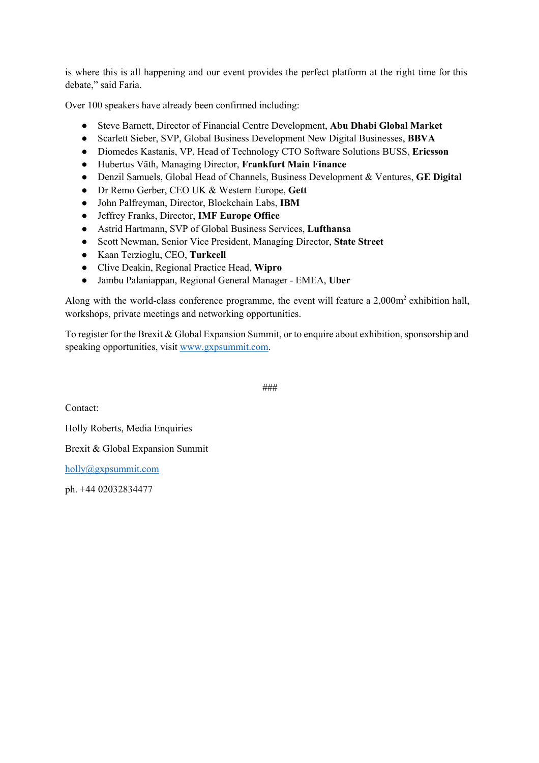is where this is all happening and our event provides the perfect platform at the right time for this debate," said Faria.

Over 100 speakers have already been confirmed including:

- Steve Barnett, Director of Financial Centre Development, **Abu Dhabi Global Market**
- Scarlett Sieber, SVP, Global Business Development New Digital Businesses, **BBVA**
- Diomedes Kastanis, VP, Head of Technology CTO Software Solutions BUSS, **Ericsson**
- Hubertus Väth, Managing Director, **Frankfurt Main Finance**
- Denzil Samuels, Global Head of Channels, Business Development & Ventures, **GE Digital**
- Dr Remo Gerber, CEO UK & Western Europe, **Gett**
- John Palfreyman, Director, Blockchain Labs, **IBM**
- Jeffrey Franks, Director, **IMF Europe Office**
- Astrid Hartmann, SVP of Global Business Services, **Lufthansa**
- Scott Newman, Senior Vice President, Managing Director, **State Street**
- Kaan Terzioglu, CEO, **Turkcell**
- Clive Deakin, Regional Practice Head, **Wipro**
- Jambu Palaniappan, Regional General Manager - EMEA, **Uber**

Along with the world-class conference programme, the event will feature a 2,000m$^2$ exhibition hall, workshops, private meetings and networking opportunities.

To register for the Brexit & Global Expansion Summit, or to enquire about exhibition, sponsorship and speaking opportunities, visit www.gxpsummit.com.

###

Contact:

Holly Roberts, Media Enquiries

Brexit & Global Expansion Summit

holly@gxpsummit.com

ph. +44 02032834477